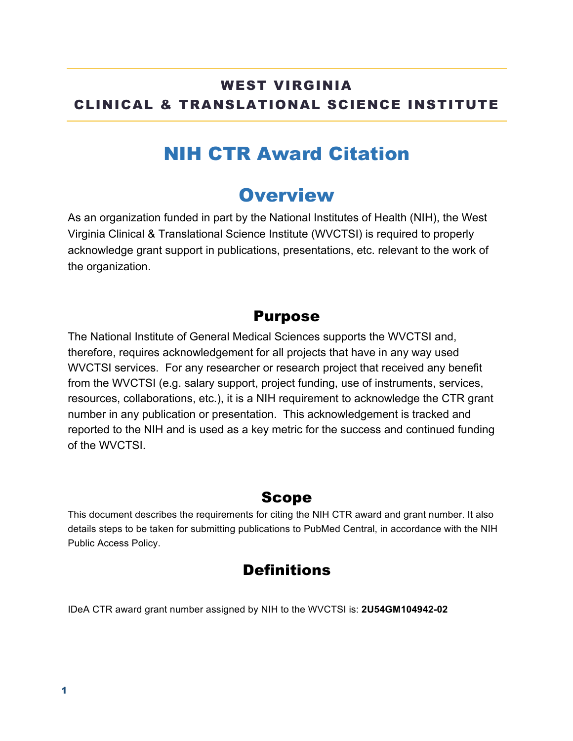**WEST VIRGINIA**
**CLINICAL & TRANSLATIONAL SCIENCE INSTITUTE**

# NIH CTR Award Citation

## Overview

As an organization funded in part by the National Institutes of Health (NIH), the West Virginia Clinical & Translational Science Institute (WVCTSI) is required to properly acknowledge grant support in publications, presentations, etc. relevant to the work of the organization.

## Purpose

The National Institute of General Medical Sciences supports the WVCTSI and, therefore, requires acknowledgement for all projects that have in any way used WVCTSI services. For any researcher or research project that received any benefit from the WVCTSI (e.g. salary support, project funding, use of instruments, services, resources, collaborations, etc.), it is a NIH requirement to acknowledge the CTR grant number in any publication or presentation. This acknowledgement is tracked and reported to the NIH and is used as a key metric for the success and continued funding of the WVCTSI.

## Scope

This document describes the requirements for citing the NIH CTR award and grant number. It also details steps to be taken for submitting publications to PubMed Central, in accordance with the NIH Public Access Policy.

## Definitions

IDeA CTR award grant number assigned by NIH to the WVCTSI is: **2U54GM104942-02**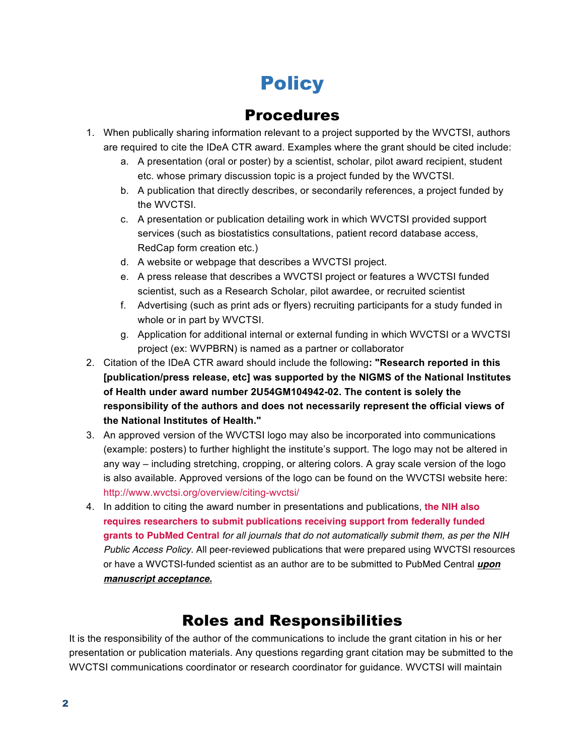# Policy

## Procedures

1. When publically sharing information relevant to a project supported by the WVCTSI, authors are required to cite the IDeA CTR award. Examples where the grant should be cited include:
   a. A presentation (oral or poster) by a scientist, scholar, pilot award recipient, student etc. whose primary discussion topic is a project funded by the WVCTSI.
   b. A publication that directly describes, or secondarily references, a project funded by the WVCTSI.
   c. A presentation or publication detailing work in which WVCTSI provided support services (such as biostatistics consultations, patient record database access, RedCap form creation etc.)
   d. A website or webpage that describes a WVCTSI project.
   e. A press release that describes a WVCTSI project or features a WVCTSI funded scientist, such as a Research Scholar, pilot awardee, or recruited scientist
   f. Advertising (such as print ads or flyers) recruiting participants for a study funded in whole or in part by WVCTSI.
   g. Application for additional internal or external funding in which WVCTSI or a WVCTSI project (ex: WVPBRN) is named as a partner or collaborator
2. Citation of the IDeA CTR award should include the following**: "Research reported in this [publication/press release, etc] was supported by the NIGMS of the National Institutes of Health under award number 2U54GM104942-02. The content is solely the responsibility of the authors and does not necessarily represent the official views of the National Institutes of Health."**
3. An approved version of the WVCTSI logo may also be incorporated into communications (example: posters) to further highlight the institute's support. The logo may not be altered in any way – including stretching, cropping, or altering colors. A gray scale version of the logo is also available. Approved versions of the logo can be found on the WVCTSI website here: http://www.wvctsi.org/overview/citing-wvctsi/
4. In addition to citing the award number in presentations and publications, **the NIH also requires researchers to submit publications receiving support from federally funded grants to PubMed Central** *for all journals that do not automatically submit them, as per the NIH Public Access Policy.* All peer-reviewed publications that were prepared using WVCTSI resources or have a WVCTSI-funded scientist as an author are to be submitted to PubMed Central ***upon manuscript acceptance.***

## Roles and Responsibilities

It is the responsibility of the author of the communications to include the grant citation in his or her presentation or publication materials. Any questions regarding grant citation may be submitted to the WVCTSI communications coordinator or research coordinator for guidance. WVCTSI will maintain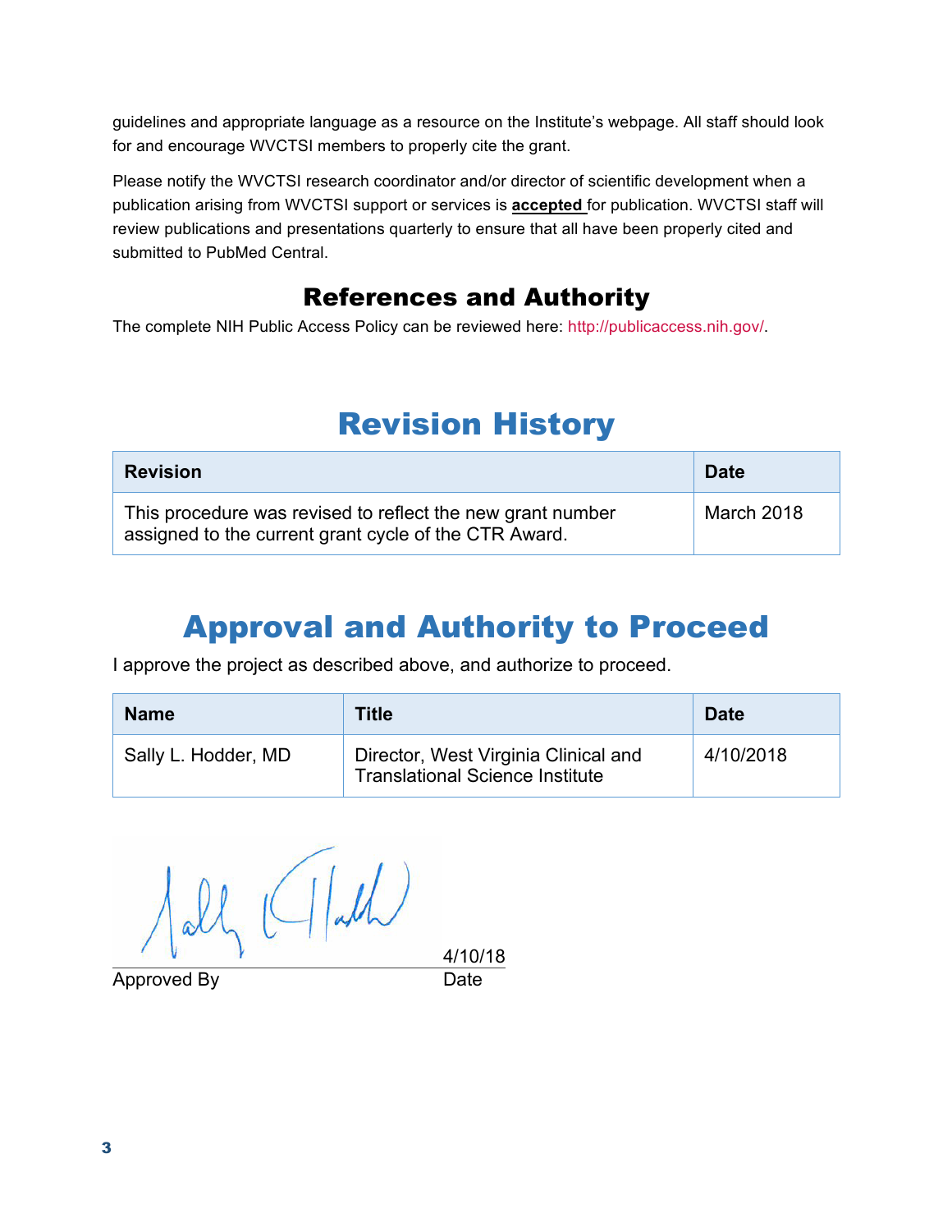guidelines and appropriate language as a resource on the Institute's webpage. All staff should look for and encourage WVCTSI members to properly cite the grant.

Please notify the WVCTSI research coordinator and/or director of scientific development when a publication arising from WVCTSI support or services is **accepted** for publication. WVCTSI staff will review publications and presentations quarterly to ensure that all have been properly cited and submitted to PubMed Central.

## References and Authority

The complete NIH Public Access Policy can be reviewed here: http://publicaccess.nih.gov/.

# Revision History

| Revision | Date |
|---|---|
| This procedure was revised to reflect the new grant number assigned to the current grant cycle of the CTR Award. | March 2018 |

# Approval and Authority to Proceed

I approve the project as described above, and authorize to proceed.

| Name | Title | Date |
|---|---|---|
| Sally L. Hodder, MD | Director, West Virginia Clinical and Translational Science Institute | 4/10/2018 |

Approved By: [signature] Date: 4/10/18